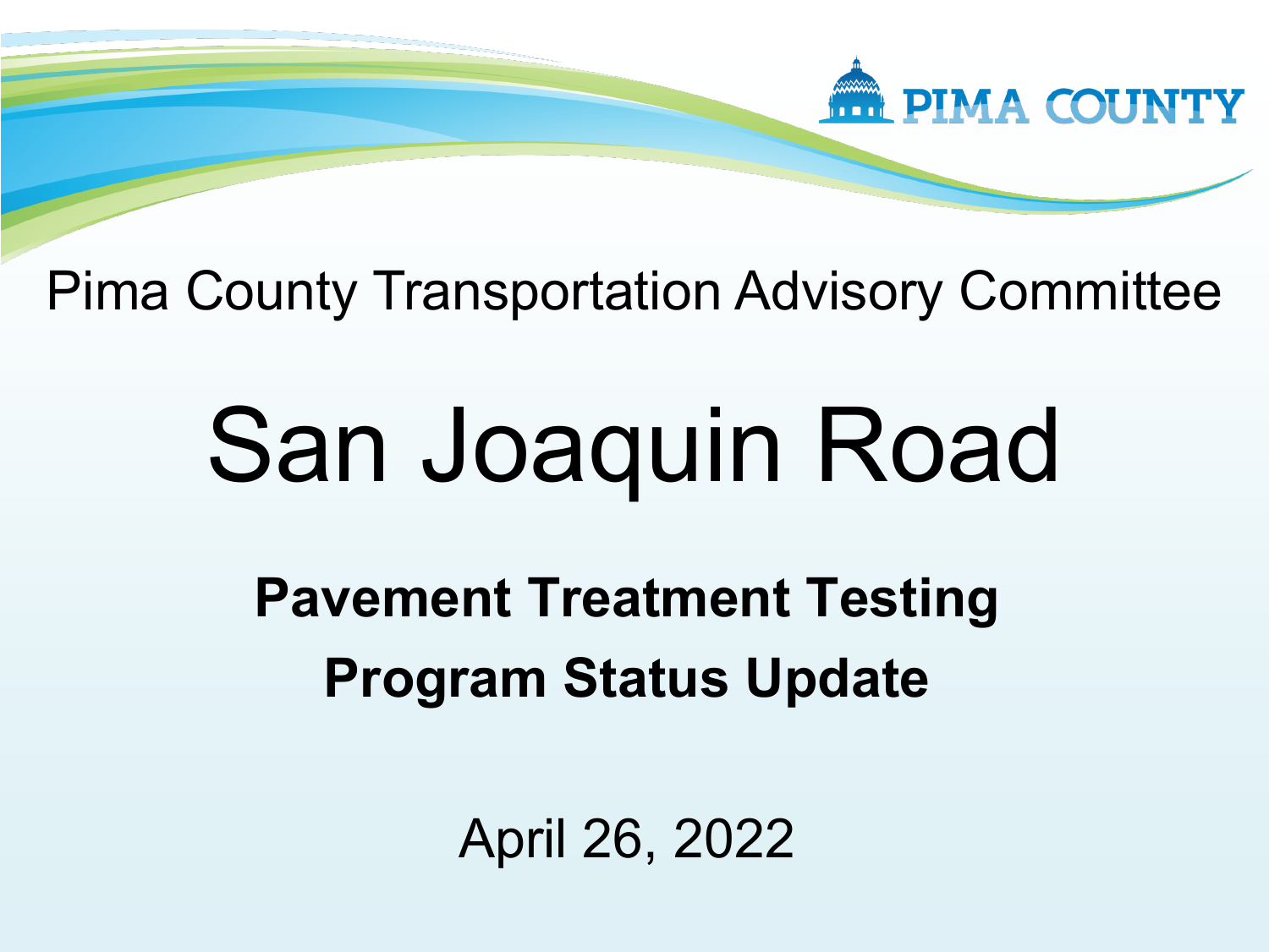PIMA COUNTY

Pima County Transportation Advisory Committee

# San Joaquin Road

## Pavement Treatment Testing Program Status Update

April 26, 2022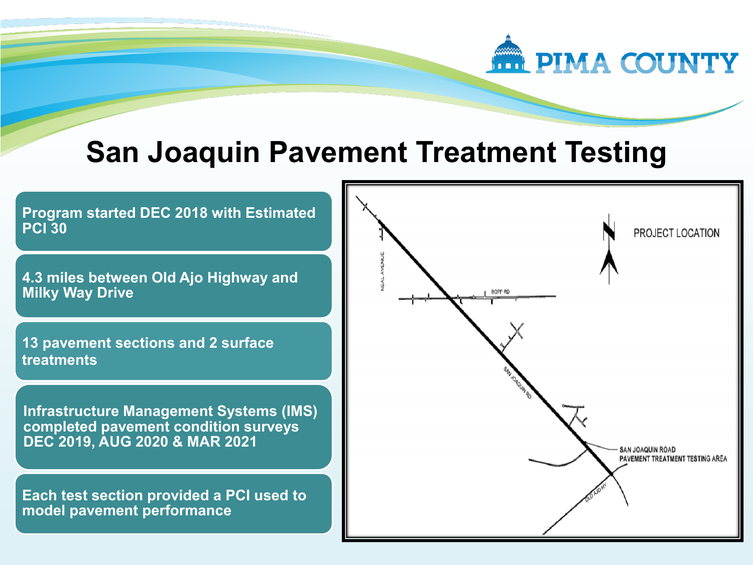# San Joaquin Pavement Treatment Testing

- **Program started DEC 2018 with Estimated PCI 30**
- **4.3 miles between Old Ajo Highway and Milky Way Drive**
- **13 pavement sections and 2 surface treatments**
- **Infrastructure Management Systems (IMS) completed pavement condition surveys DEC 2019, AUG 2020 & MAR 2021**
- **Each test section provided a PCI used to model pavement performance**

PROJECT LOCATION

NEAL AVENUE

BOPP RD

SAN JOAQUIN RD

SAN JOAQUIN ROAD PAVEMENT TREATMENT TESTING AREA

OLD AJO HY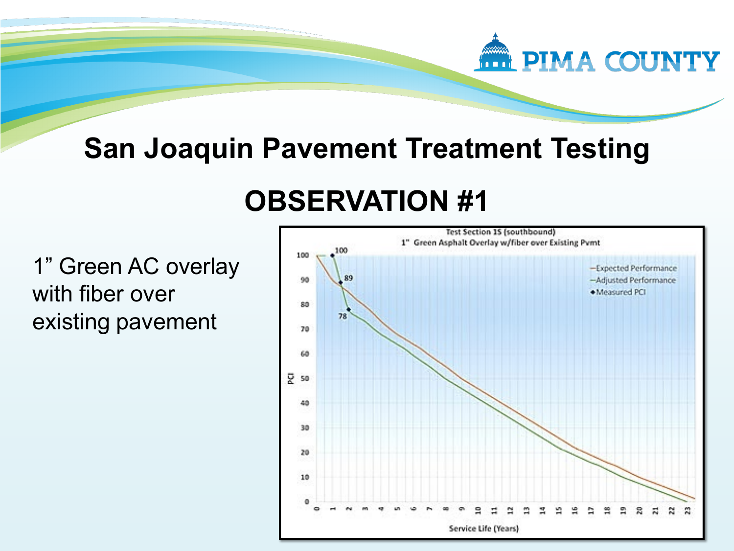# San Joaquin Pavement Treatment Testing

## OBSERVATION #1

1" Green AC overlay with fiber over existing pavement

Test Section 15 (southbound)
1" Green Asphalt Overlay w/fiber over Existing Pvmt

- Expected Performance
- Adjusted Performance
- Measured PCI

PCI

Service Life (Years)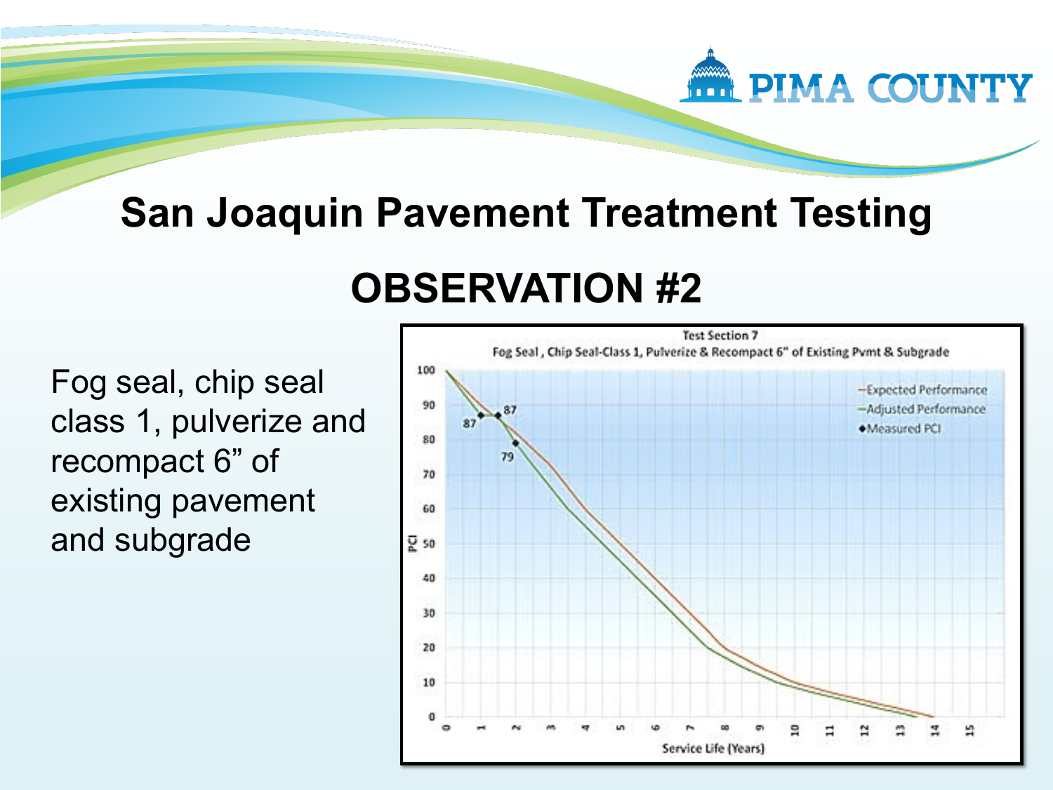# San Joaquin Pavement Treatment Testing

## OBSERVATION #2

Fog seal, chip seal class 1, pulverize and recompact 6” of existing pavement and subgrade

**Test Section 7**

**Fog Seal , Chip Seal-Class 1, Pulverize & Recompact 6" of Existing Pvmt & Subgrade**

Legend: Expected Performance; Adjusted Performance; Measured PCI

Y-axis: PCI (0–100). X-axis: Service Life (Years) (0–15).

Measured PCI values labeled on chart: 87, 87, 79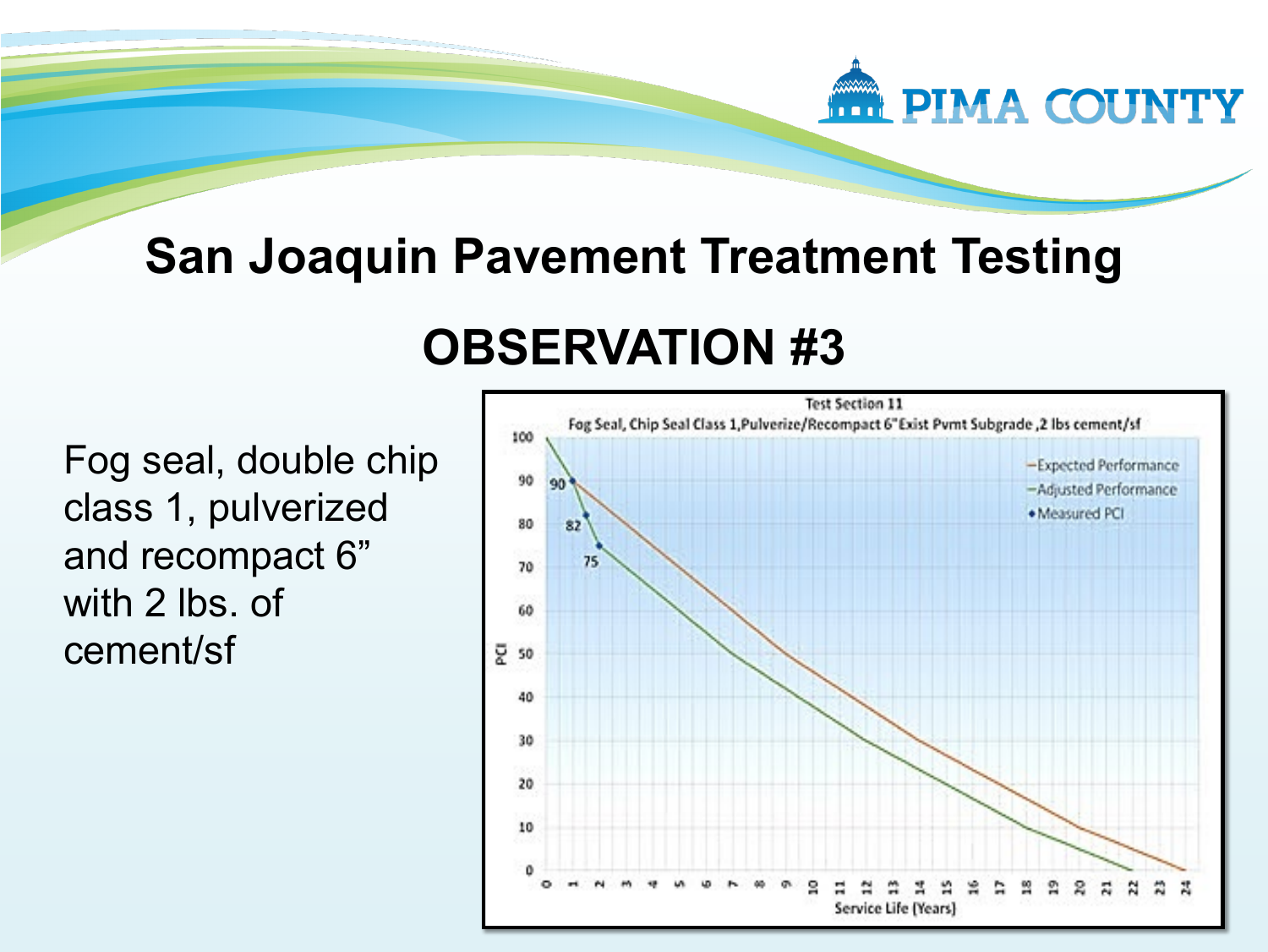# San Joaquin Pavement Treatment Testing

## OBSERVATION #3

Fog seal, double chip class 1, pulverized and recompact 6" with 2 lbs. of cement/sf

Test Section 11

Fog Seal, Chip Seal Class 1, Pulverize/Recompact 6" Exist Pvmt Subgrade, 2 lbs cement/sf

- Expected Performance
- Adjusted Performance
- Measured PCI

PCI

Service Life (Years)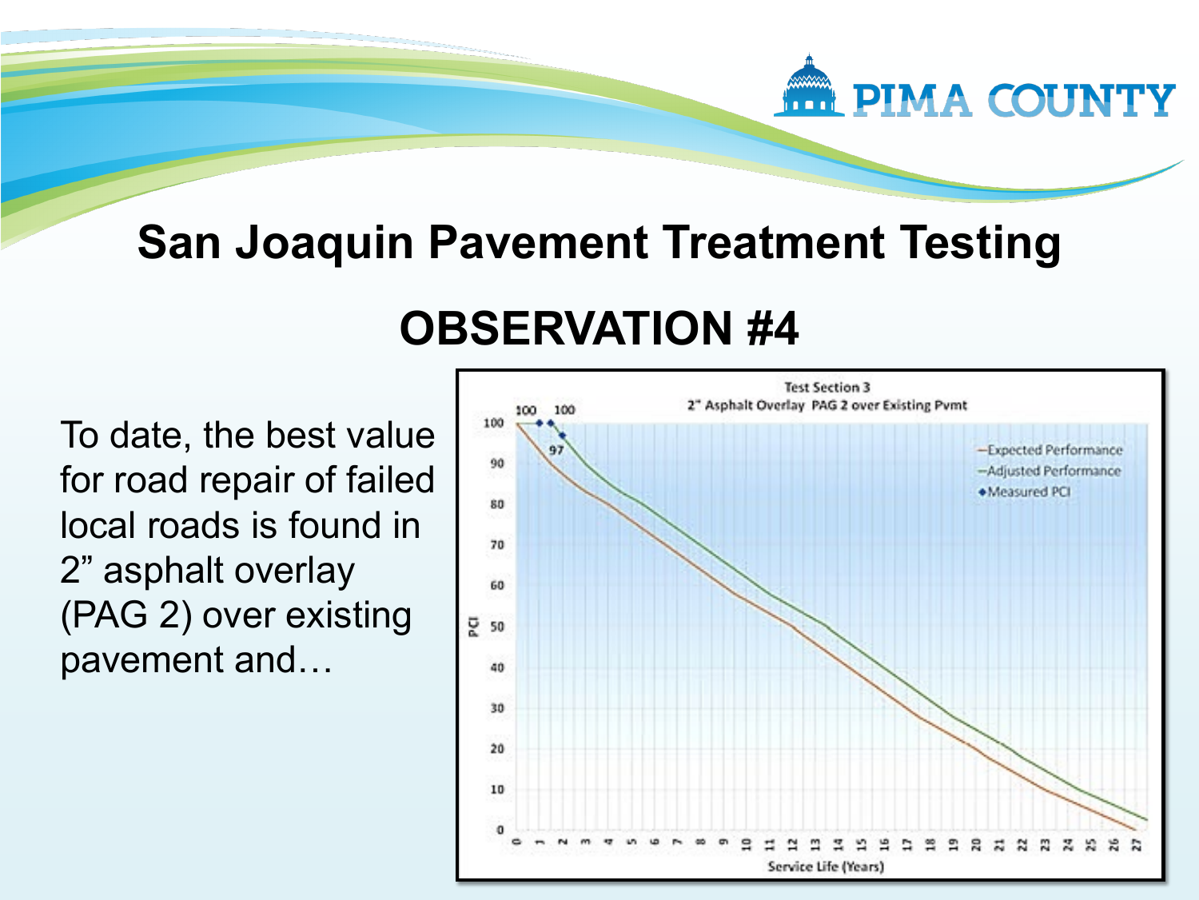# San Joaquin Pavement Treatment Testing

## OBSERVATION #4

To date, the best value for road repair of failed local roads is found in 2" asphalt overlay (PAG 2) over existing pavement and…

Test Section 3
2" Asphalt Overlay PAG 2 over Existing Pvmt

- Expected Performance
- Adjusted Performance
- Measured PCI

PCI

Service Life (Years)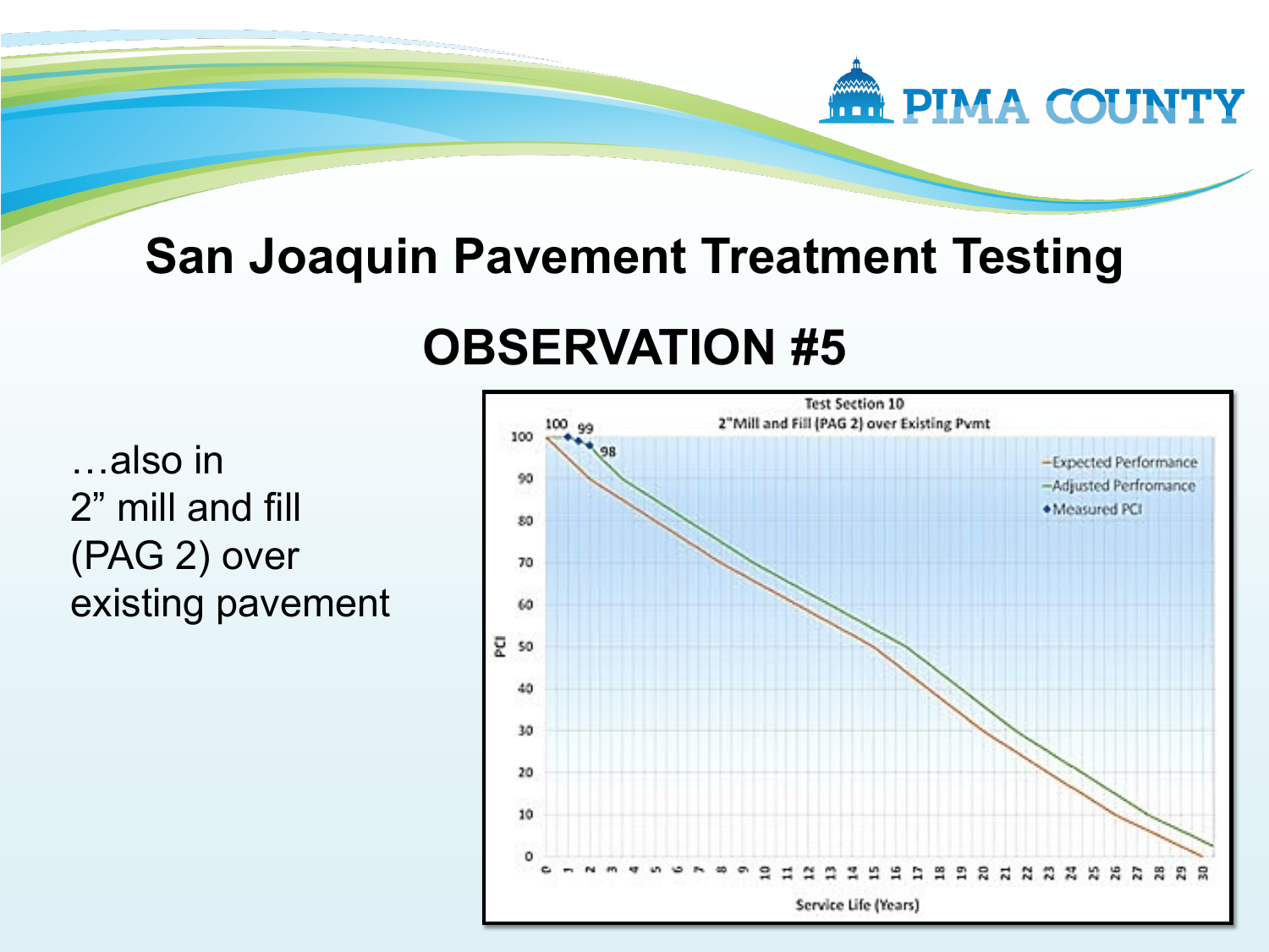# San Joaquin Pavement Treatment Testing

## OBSERVATION #5

…also in 2” mill and fill (PAG 2) over existing pavement

Test Section 10
2"Mill and Fill (PAG 2) over Existing Pvmt

- Expected Performance
- Adjusted Perfromance
- Measured PCI

PCI

Service Life (Years)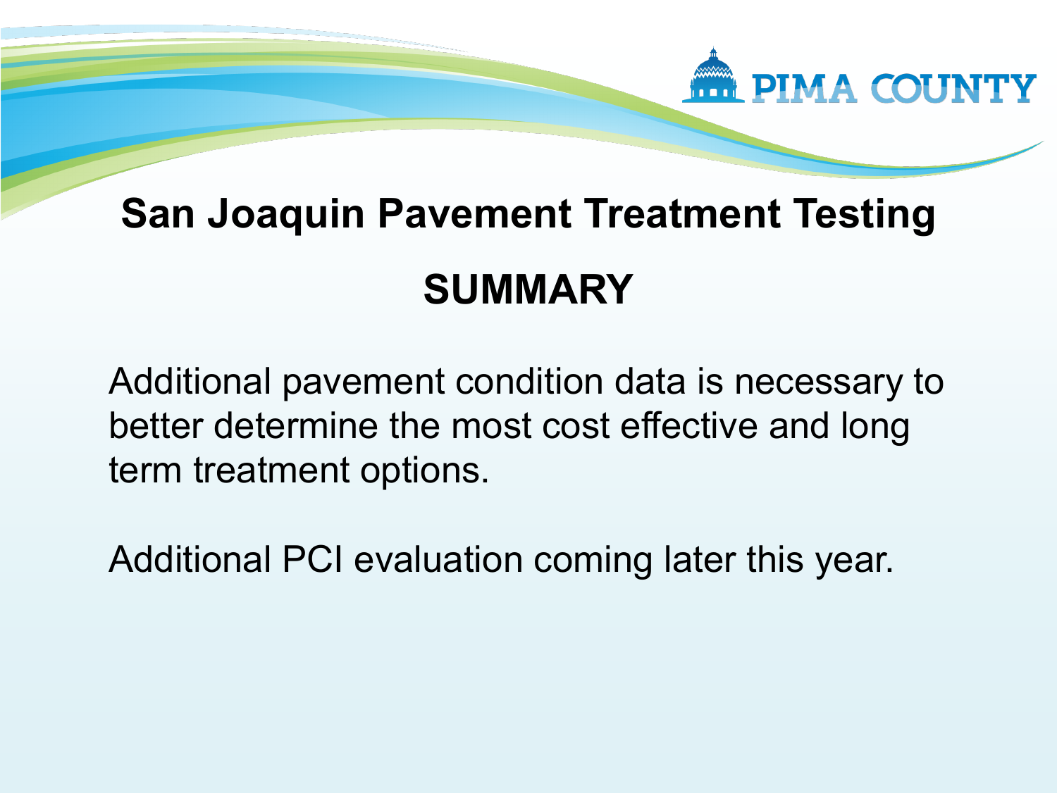# San Joaquin Pavement Treatment Testing

## SUMMARY

Additional pavement condition data is necessary to better determine the most cost effective and long term treatment options.

Additional PCI evaluation coming later this year.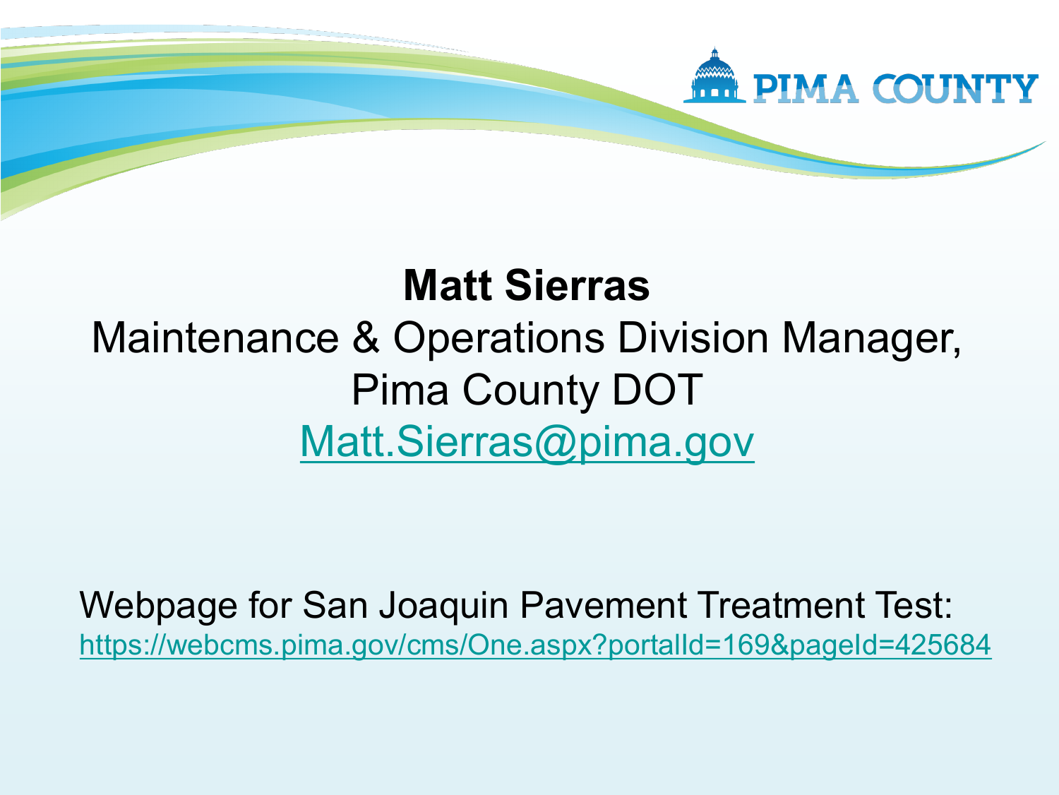**Matt Sierras**

Maintenance & Operations Division Manager, Pima County DOT

Matt.Sierras@pima.gov

Webpage for San Joaquin Pavement Treatment Test:

https://webcms.pima.gov/cms/One.aspx?portalId=169&pageId=425684